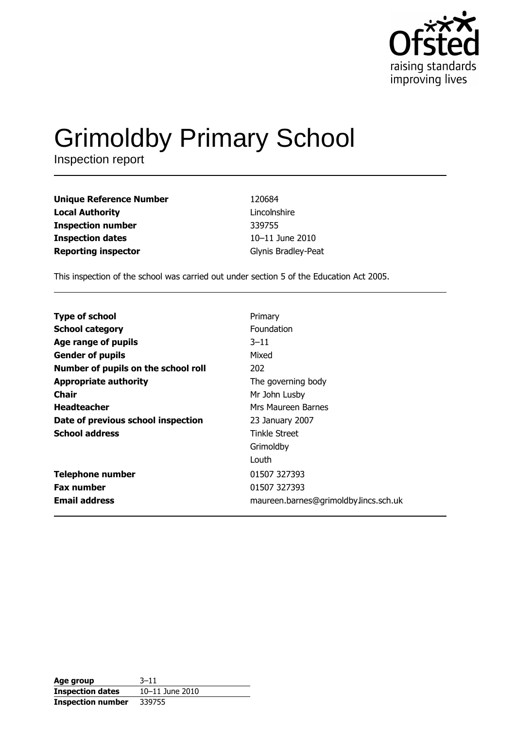Ofsted
raising standards
improving lives

# Grimoldby Primary School

Inspection report

| | |
|---|---|
| **Unique Reference Number** | 120684 |
| **Local Authority** | Lincolnshire |
| **Inspection number** | 339755 |
| **Inspection dates** | 10–11 June 2010 |
| **Reporting inspector** | Glynis Bradley-Peat |

This inspection of the school was carried out under section 5 of the Education Act 2005.

| | |
|---|---|
| **Type of school** | Primary |
| **School category** | Foundation |
| **Age range of pupils** | 3–11 |
| **Gender of pupils** | Mixed |
| **Number of pupils on the school roll** | 202 |
| **Appropriate authority** | The governing body |
| **Chair** | Mr John Lusby |
| **Headteacher** | Mrs Maureen Barnes |
| **Date of previous school inspection** | 23 January 2007 |
| **School address** | Tinkle Street<br>Grimoldby<br>Louth |
| **Telephone number** | 01507 327393 |
| **Fax number** | 01507 327393 |
| **Email address** | maureen.barnes@grimoldby.lincs.sch.uk |

| | |
|---|---|
| **Age group** | 3–11 |
| **Inspection dates** | 10–11 June 2010 |
| **Inspection number** | 339755 |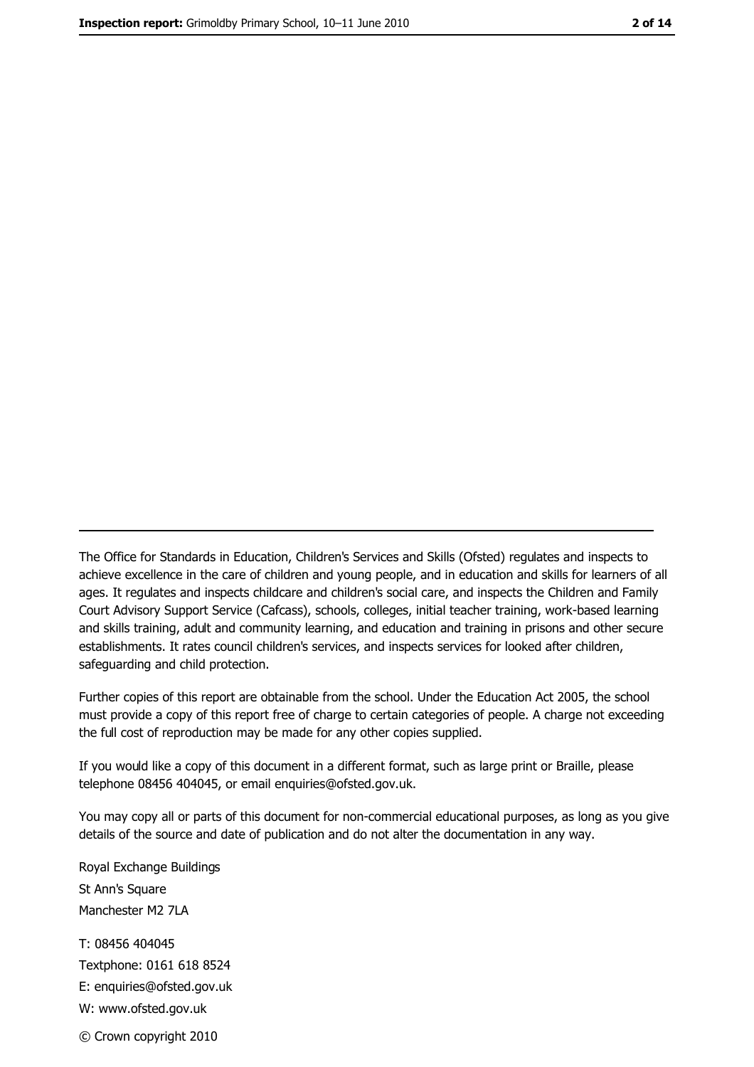The Office for Standards in Education, Children's Services and Skills (Ofsted) regulates and inspects to achieve excellence in the care of children and young people, and in education and skills for learners of all ages. It regulates and inspects childcare and children's social care, and inspects the Children and Family Court Advisory Support Service (Cafcass), schools, colleges, initial teacher training, work-based learning and skills training, adult and community learning, and education and training in prisons and other secure establishments. It rates council children's services, and inspects services for looked after children, safeguarding and child protection.

Further copies of this report are obtainable from the school. Under the Education Act 2005, the school must provide a copy of this report free of charge to certain categories of people. A charge not exceeding the full cost of reproduction may be made for any other copies supplied.

If you would like a copy of this document in a different format, such as large print or Braille, please telephone 08456 404045, or email enquiries@ofsted.gov.uk.

You may copy all or parts of this document for non-commercial educational purposes, as long as you give details of the source and date of publication and do not alter the documentation in any way.

Royal Exchange Buildings
St Ann's Square
Manchester M2 7LA

T: 08456 404045
Textphone: 0161 618 8524
E: enquiries@ofsted.gov.uk
W: www.ofsted.gov.uk

© Crown copyright 2010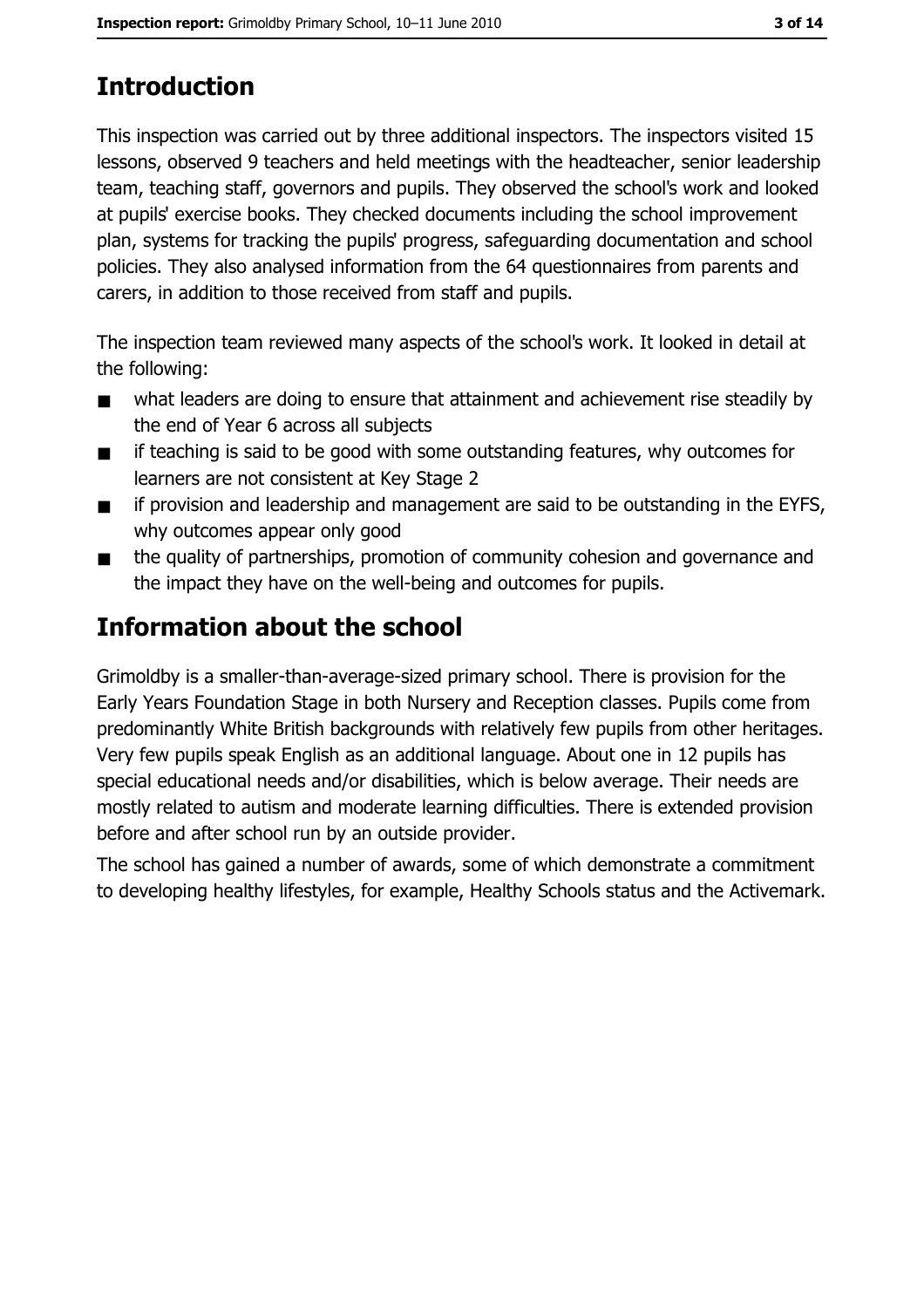## Introduction

This inspection was carried out by three additional inspectors. The inspectors visited 15 lessons, observed 9 teachers and held meetings with the headteacher, senior leadership team, teaching staff, governors and pupils. They observed the school's work and looked at pupils' exercise books. They checked documents including the school improvement plan, systems for tracking the pupils' progress, safeguarding documentation and school policies. They also analysed information from the 64 questionnaires from parents and carers, in addition to those received from staff and pupils.

The inspection team reviewed many aspects of the school's work. It looked in detail at the following:

- what leaders are doing to ensure that attainment and achievement rise steadily by the end of Year 6 across all subjects
- if teaching is said to be good with some outstanding features, why outcomes for learners are not consistent at Key Stage 2
- if provision and leadership and management are said to be outstanding in the EYFS, why outcomes appear only good
- the quality of partnerships, promotion of community cohesion and governance and the impact they have on the well-being and outcomes for pupils.

## Information about the school

Grimoldby is a smaller-than-average-sized primary school. There is provision for the Early Years Foundation Stage in both Nursery and Reception classes. Pupils come from predominantly White British backgrounds with relatively few pupils from other heritages. Very few pupils speak English as an additional language. About one in 12 pupils has special educational needs and/or disabilities, which is below average. Their needs are mostly related to autism and moderate learning difficulties. There is extended provision before and after school run by an outside provider.

The school has gained a number of awards, some of which demonstrate a commitment to developing healthy lifestyles, for example, Healthy Schools status and the Activemark.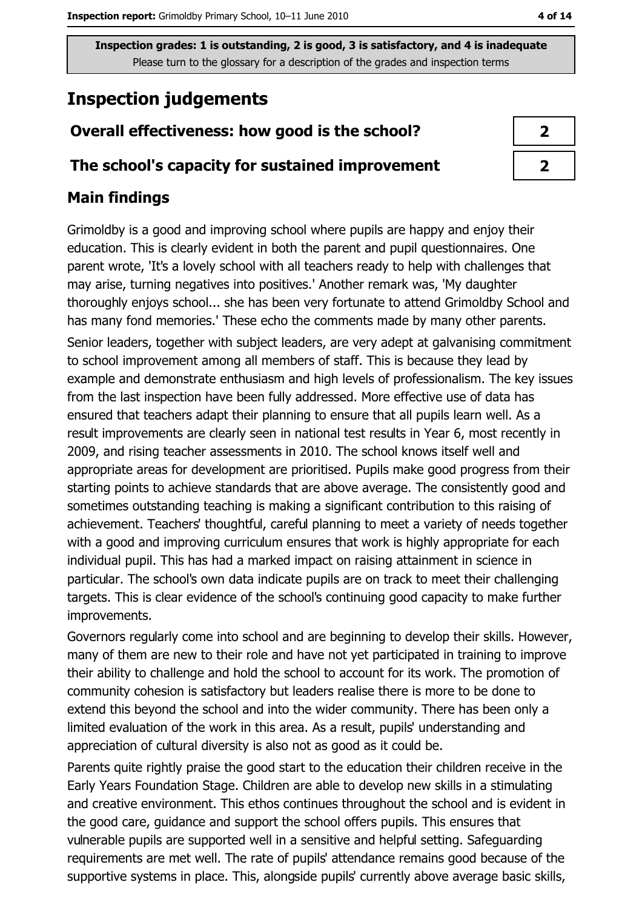Inspection grades: 1 is outstanding, 2 is good, 3 is satisfactory, and 4 is inadequate
Please turn to the glossary for a description of the grades and inspection terms

# Inspection judgements

| | |
|---|---|
| **Overall effectiveness: how good is the school?** | **2** |
| **The school's capacity for sustained improvement** | **2** |

## Main findings

Grimoldby is a good and improving school where pupils are happy and enjoy their education. This is clearly evident in both the parent and pupil questionnaires. One parent wrote, 'It's a lovely school with all teachers ready to help with challenges that may arise, turning negatives into positives.' Another remark was, 'My daughter thoroughly enjoys school... she has been very fortunate to attend Grimoldby School and has many fond memories.' These echo the comments made by many other parents.

Senior leaders, together with subject leaders, are very adept at galvanising commitment to school improvement among all members of staff. This is because they lead by example and demonstrate enthusiasm and high levels of professionalism. The key issues from the last inspection have been fully addressed. More effective use of data has ensured that teachers adapt their planning to ensure that all pupils learn well. As a result improvements are clearly seen in national test results in Year 6, most recently in 2009, and rising teacher assessments in 2010. The school knows itself well and appropriate areas for development are prioritised. Pupils make good progress from their starting points to achieve standards that are above average. The consistently good and sometimes outstanding teaching is making a significant contribution to this raising of achievement. Teachers' thoughtful, careful planning to meet a variety of needs together with a good and improving curriculum ensures that work is highly appropriate for each individual pupil. This has had a marked impact on raising attainment in science in particular. The school's own data indicate pupils are on track to meet their challenging targets. This is clear evidence of the school's continuing good capacity to make further improvements.

Governors regularly come into school and are beginning to develop their skills. However, many of them are new to their role and have not yet participated in training to improve their ability to challenge and hold the school to account for its work. The promotion of community cohesion is satisfactory but leaders realise there is more to be done to extend this beyond the school and into the wider community. There has been only a limited evaluation of the work in this area. As a result, pupils' understanding and appreciation of cultural diversity is also not as good as it could be.

Parents quite rightly praise the good start to the education their children receive in the Early Years Foundation Stage. Children are able to develop new skills in a stimulating and creative environment. This ethos continues throughout the school and is evident in the good care, guidance and support the school offers pupils. This ensures that vulnerable pupils are supported well in a sensitive and helpful setting. Safeguarding requirements are met well. The rate of pupils' attendance remains good because of the supportive systems in place. This, alongside pupils' currently above average basic skills,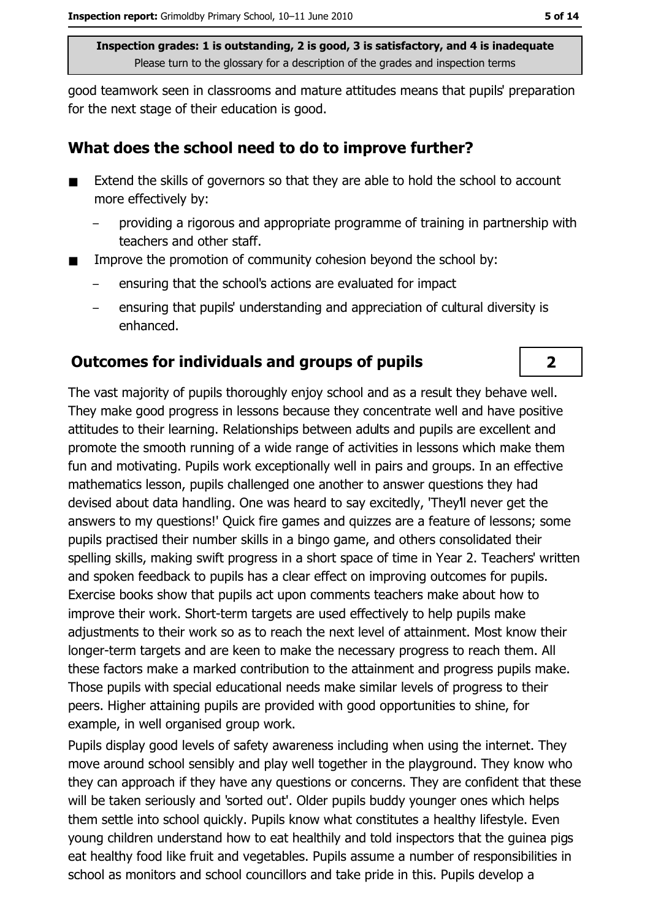good teamwork seen in classrooms and mature attitudes means that pupils' preparation for the next stage of their education is good.

## What does the school need to do to improve further?

- Extend the skills of governors so that they are able to hold the school to account more effectively by:
  - providing a rigorous and appropriate programme of training in partnership with teachers and other staff.
- Improve the promotion of community cohesion beyond the school by:
  - ensuring that the school's actions are evaluated for impact
  - ensuring that pupils' understanding and appreciation of cultural diversity is enhanced.

## Outcomes for individuals and groups of pupils — 2

The vast majority of pupils thoroughly enjoy school and as a result they behave well. They make good progress in lessons because they concentrate well and have positive attitudes to their learning. Relationships between adults and pupils are excellent and promote the smooth running of a wide range of activities in lessons which make them fun and motivating. Pupils work exceptionally well in pairs and groups. In an effective mathematics lesson, pupils challenged one another to answer questions they had devised about data handling. One was heard to say excitedly, 'They'll never get the answers to my questions!' Quick fire games and quizzes are a feature of lessons; some pupils practised their number skills in a bingo game, and others consolidated their spelling skills, making swift progress in a short space of time in Year 2. Teachers' written and spoken feedback to pupils has a clear effect on improving outcomes for pupils. Exercise books show that pupils act upon comments teachers make about how to improve their work. Short-term targets are used effectively to help pupils make adjustments to their work so as to reach the next level of attainment. Most know their longer-term targets and are keen to make the necessary progress to reach them. All these factors make a marked contribution to the attainment and progress pupils make. Those pupils with special educational needs make similar levels of progress to their peers. Higher attaining pupils are provided with good opportunities to shine, for example, in well organised group work.

Pupils display good levels of safety awareness including when using the internet. They move around school sensibly and play well together in the playground. They know who they can approach if they have any questions or concerns. They are confident that these will be taken seriously and 'sorted out'. Older pupils buddy younger ones which helps them settle into school quickly. Pupils know what constitutes a healthy lifestyle. Even young children understand how to eat healthily and told inspectors that the guinea pigs eat healthy food like fruit and vegetables. Pupils assume a number of responsibilities in school as monitors and school councillors and take pride in this. Pupils develop a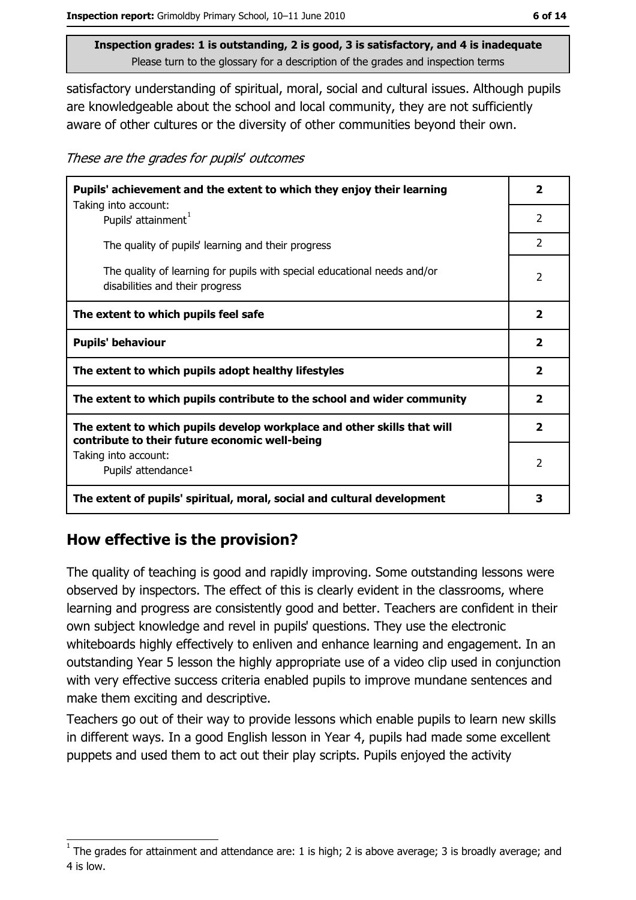**Inspection grades: 1 is outstanding, 2 is good, 3 is satisfactory, and 4 is inadequate**
Please turn to the glossary for a description of the grades and inspection terms

satisfactory understanding of spiritual, moral, social and cultural issues. Although pupils are knowledgeable about the school and local community, they are not sufficiently aware of other cultures or the diversity of other communities beyond their own.

*These are the grades for pupils' outcomes*

| | |
|---|---|
| **Pupils' achievement and the extent to which they enjoy their learning** | **2** |
| Taking into account: Pupils' attainment[1] | 2 |
| The quality of pupils' learning and their progress | 2 |
| The quality of learning for pupils with special educational needs and/or disabilities and their progress | 2 |
| **The extent to which pupils feel safe** | **2** |
| **Pupils' behaviour** | **2** |
| **The extent to which pupils adopt healthy lifestyles** | **2** |
| **The extent to which pupils contribute to the school and wider community** | **2** |
| **The extent to which pupils develop workplace and other skills that will contribute to their future economic well-being** | **2** |
| Taking into account: Pupils' attendance[1] | 2 |
| **The extent of pupils' spiritual, moral, social and cultural development** | **3** |

## How effective is the provision?

The quality of teaching is good and rapidly improving. Some outstanding lessons were observed by inspectors. The effect of this is clearly evident in the classrooms, where learning and progress are consistently good and better. Teachers are confident in their own subject knowledge and revel in pupils' questions. They use the electronic whiteboards highly effectively to enliven and enhance learning and engagement. In an outstanding Year 5 lesson the highly appropriate use of a video clip used in conjunction with very effective success criteria enabled pupils to improve mundane sentences and make them exciting and descriptive.

Teachers go out of their way to provide lessons which enable pupils to learn new skills in different ways. In a good English lesson in Year 4, pupils had made some excellent puppets and used them to act out their play scripts. Pupils enjoyed the activity

[1] The grades for attainment and attendance are: 1 is high; 2 is above average; 3 is broadly average; and 4 is low.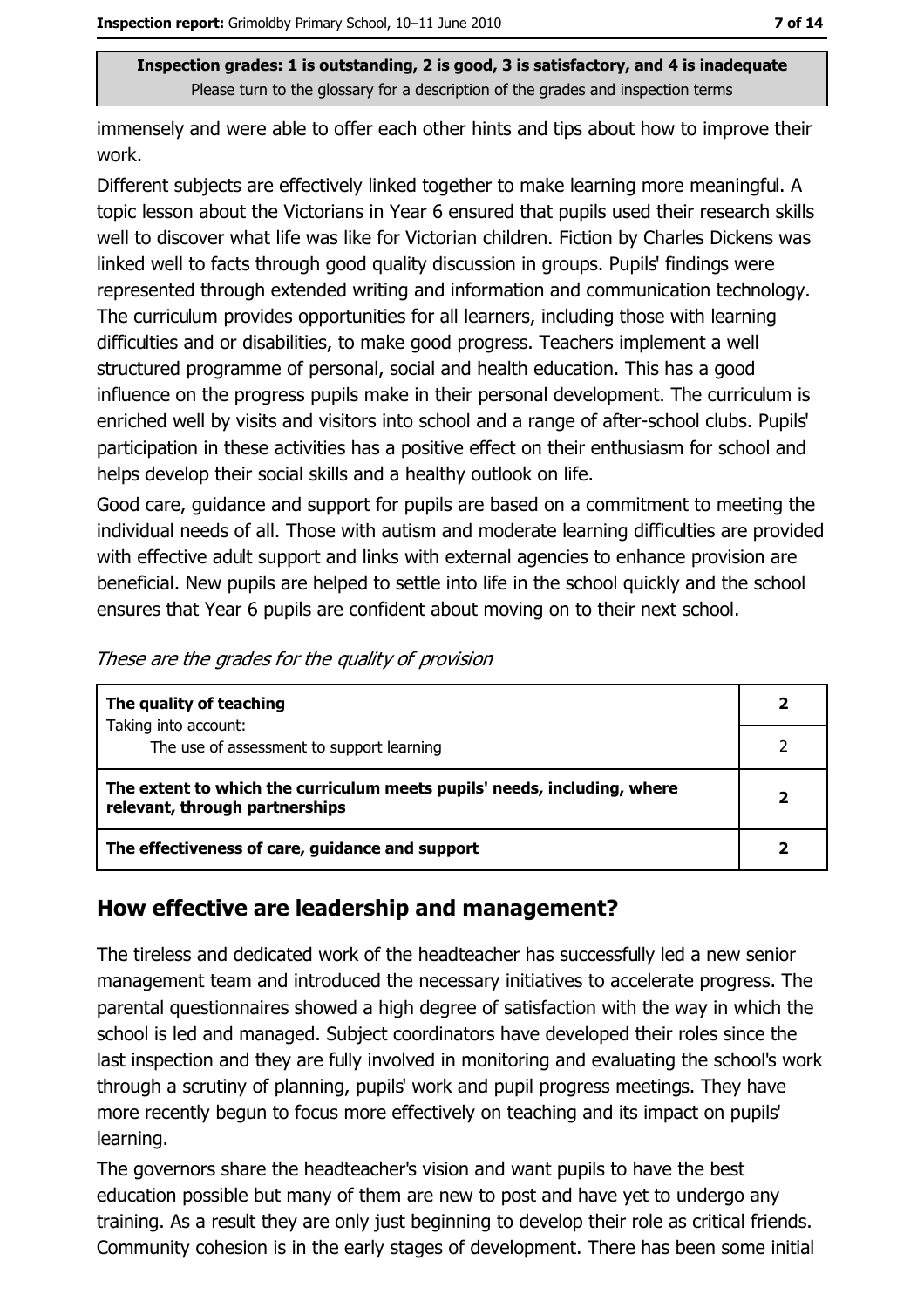**Inspection grades: 1 is outstanding, 2 is good, 3 is satisfactory, and 4 is inadequate**
Please turn to the glossary for a description of the grades and inspection terms

immensely and were able to offer each other hints and tips about how to improve their work.

Different subjects are effectively linked together to make learning more meaningful. A topic lesson about the Victorians in Year 6 ensured that pupils used their research skills well to discover what life was like for Victorian children. Fiction by Charles Dickens was linked well to facts through good quality discussion in groups. Pupils' findings were represented through extended writing and information and communication technology. The curriculum provides opportunities for all learners, including those with learning difficulties and or disabilities, to make good progress. Teachers implement a well structured programme of personal, social and health education. This has a good influence on the progress pupils make in their personal development. The curriculum is enriched well by visits and visitors into school and a range of after-school clubs. Pupils' participation in these activities has a positive effect on their enthusiasm for school and helps develop their social skills and a healthy outlook on life.

Good care, guidance and support for pupils are based on a commitment to meeting the individual needs of all. Those with autism and moderate learning difficulties are provided with effective adult support and links with external agencies to enhance provision are beneficial. New pupils are helped to settle into life in the school quickly and the school ensures that Year 6 pupils are confident about moving on to their next school.

*These are the grades for the quality of provision*

| | |
|---|---|
| **The quality of teaching**<br>Taking into account:<br>The use of assessment to support learning | **2**<br>2 |
| **The extent to which the curriculum meets pupils' needs, including, where relevant, through partnerships** | **2** |
| **The effectiveness of care, guidance and support** | **2** |

## How effective are leadership and management?

The tireless and dedicated work of the headteacher has successfully led a new senior management team and introduced the necessary initiatives to accelerate progress. The parental questionnaires showed a high degree of satisfaction with the way in which the school is led and managed. Subject coordinators have developed their roles since the last inspection and they are fully involved in monitoring and evaluating the school's work through a scrutiny of planning, pupils' work and pupil progress meetings. They have more recently begun to focus more effectively on teaching and its impact on pupils' learning.

The governors share the headteacher's vision and want pupils to have the best education possible but many of them are new to post and have yet to undergo any training. As a result they are only just beginning to develop their role as critical friends. Community cohesion is in the early stages of development. There has been some initial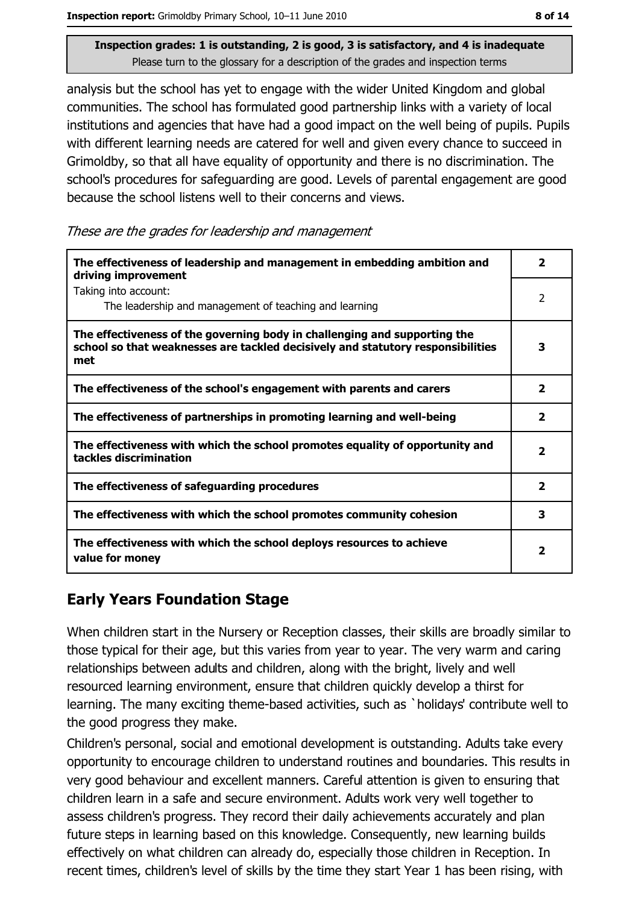**Inspection grades: 1 is outstanding, 2 is good, 3 is satisfactory, and 4 is inadequate**
Please turn to the glossary for a description of the grades and inspection terms

analysis but the school has yet to engage with the wider United Kingdom and global communities. The school has formulated good partnership links with a variety of local institutions and agencies that have had a good impact on the well being of pupils. Pupils with different learning needs are catered for well and given every chance to succeed in Grimoldby, so that all have equality of opportunity and there is no discrimination. The school's procedures for safeguarding are good. Levels of parental engagement are good because the school listens well to their concerns and views.

*These are the grades for leadership and management*

| | |
|---|---|
| **The effectiveness of leadership and management in embedding ambition and driving improvement** | **2** |
| Taking into account: The leadership and management of teaching and learning | 2 |
| **The effectiveness of the governing body in challenging and supporting the school so that weaknesses are tackled decisively and statutory responsibilities met** | **3** |
| **The effectiveness of the school's engagement with parents and carers** | **2** |
| **The effectiveness of partnerships in promoting learning and well-being** | **2** |
| **The effectiveness with which the school promotes equality of opportunity and tackles discrimination** | **2** |
| **The effectiveness of safeguarding procedures** | **2** |
| **The effectiveness with which the school promotes community cohesion** | **3** |
| **The effectiveness with which the school deploys resources to achieve value for money** | **2** |

## Early Years Foundation Stage

When children start in the Nursery or Reception classes, their skills are broadly similar to those typical for their age, but this varies from year to year. The very warm and caring relationships between adults and children, along with the bright, lively and well resourced learning environment, ensure that children quickly develop a thirst for learning. The many exciting theme-based activities, such as `holidays' contribute well to the good progress they make.

Children's personal, social and emotional development is outstanding. Adults take every opportunity to encourage children to understand routines and boundaries. This results in very good behaviour and excellent manners. Careful attention is given to ensuring that children learn in a safe and secure environment. Adults work very well together to assess children's progress. They record their daily achievements accurately and plan future steps in learning based on this knowledge. Consequently, new learning builds effectively on what children can already do, especially those children in Reception. In recent times, children's level of skills by the time they start Year 1 has been rising, with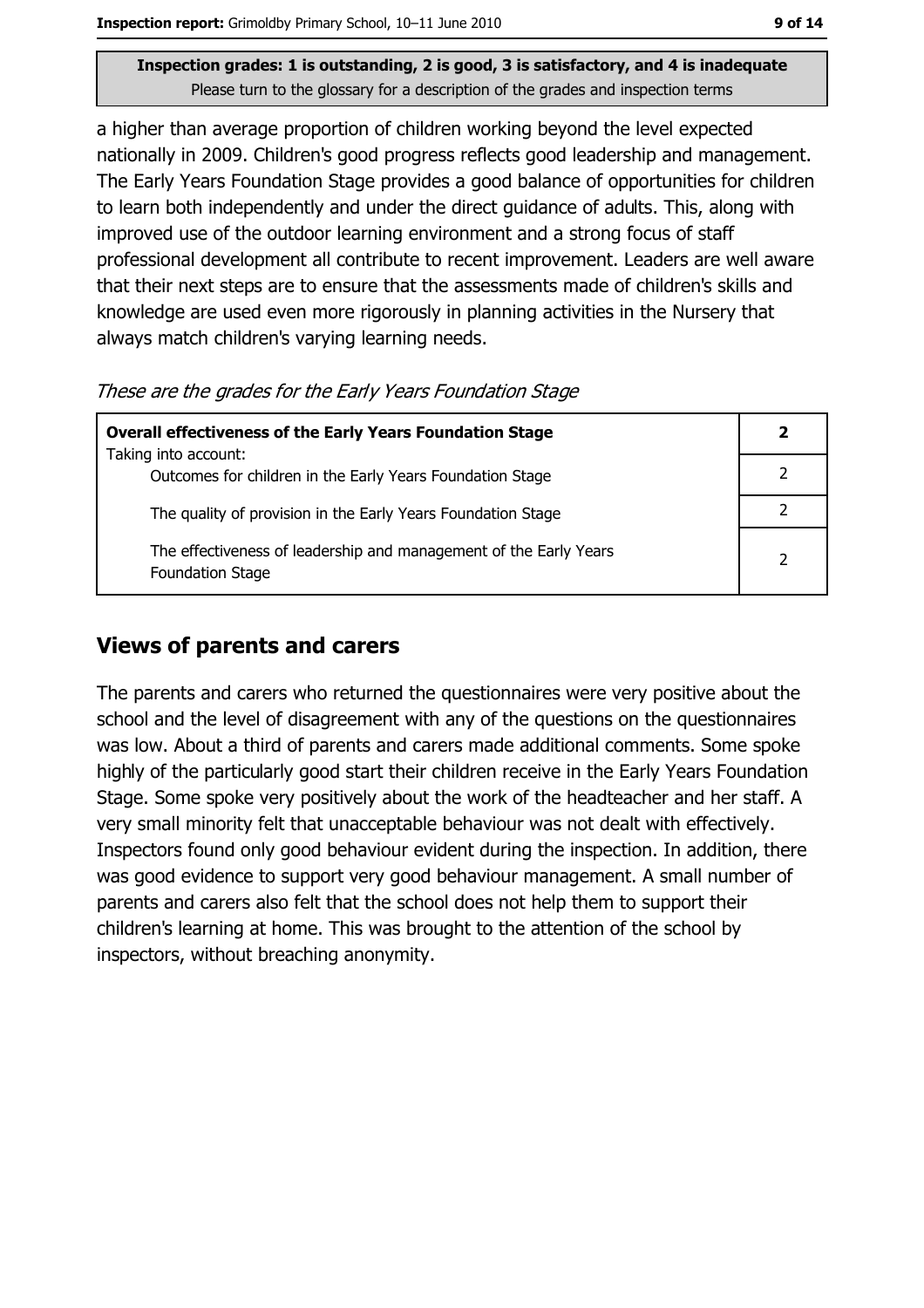a higher than average proportion of children working beyond the level expected nationally in 2009. Children's good progress reflects good leadership and management. The Early Years Foundation Stage provides a good balance of opportunities for children to learn both independently and under the direct guidance of adults. This, along with improved use of the outdoor learning environment and a strong focus of staff professional development all contribute to recent improvement. Leaders are well aware that their next steps are to ensure that the assessments made of children's skills and knowledge are used even more rigorously in planning activities in the Nursery that always match children's varying learning needs.

*These are the grades for the Early Years Foundation Stage*

| **Overall effectiveness of the Early Years Foundation Stage** Taking into account: | **2** |
|---|---|
| Outcomes for children in the Early Years Foundation Stage | 2 |
| The quality of provision in the Early Years Foundation Stage | 2 |
| The effectiveness of leadership and management of the Early Years Foundation Stage | 2 |

## Views of parents and carers

The parents and carers who returned the questionnaires were very positive about the school and the level of disagreement with any of the questions on the questionnaires was low. About a third of parents and carers made additional comments. Some spoke highly of the particularly good start their children receive in the Early Years Foundation Stage. Some spoke very positively about the work of the headteacher and her staff. A very small minority felt that unacceptable behaviour was not dealt with effectively. Inspectors found only good behaviour evident during the inspection. In addition, there was good evidence to support very good behaviour management. A small number of parents and carers also felt that the school does not help them to support their children's learning at home. This was brought to the attention of the school by inspectors, without breaching anonymity.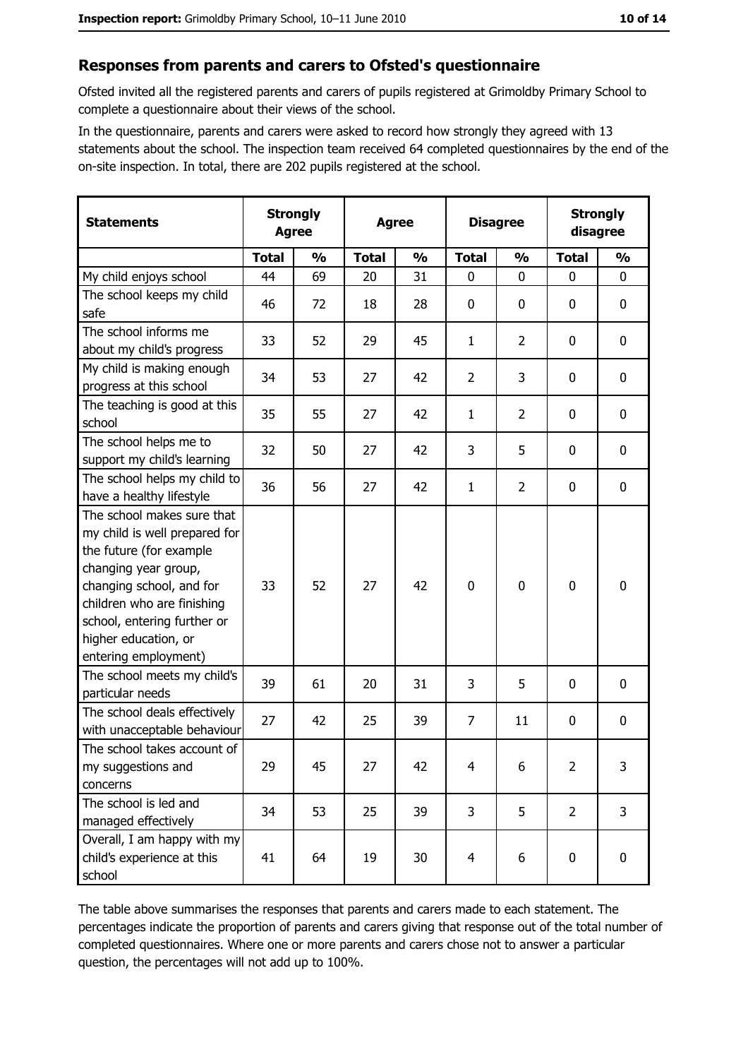## Responses from parents and carers to Ofsted's questionnaire

Ofsted invited all the registered parents and carers of pupils registered at Grimoldby Primary School to complete a questionnaire about their views of the school.

In the questionnaire, parents and carers were asked to record how strongly they agreed with 13 statements about the school. The inspection team received 64 completed questionnaires by the end of the on-site inspection. In total, there are 202 pupils registered at the school.

| Statements | Strongly Agree | | Agree | | Disagree | | Strongly disagree | |
|---|---|---|---|---|---|---|---|---|
| | **Total** | **%** | **Total** | **%** | **Total** | **%** | **Total** | **%** |
| My child enjoys school | 44 | 69 | 20 | 31 | 0 | 0 | 0 | 0 |
| The school keeps my child safe | 46 | 72 | 18 | 28 | 0 | 0 | 0 | 0 |
| The school informs me about my child's progress | 33 | 52 | 29 | 45 | 1 | 2 | 0 | 0 |
| My child is making enough progress at this school | 34 | 53 | 27 | 42 | 2 | 3 | 0 | 0 |
| The teaching is good at this school | 35 | 55 | 27 | 42 | 1 | 2 | 0 | 0 |
| The school helps me to support my child's learning | 32 | 50 | 27 | 42 | 3 | 5 | 0 | 0 |
| The school helps my child to have a healthy lifestyle | 36 | 56 | 27 | 42 | 1 | 2 | 0 | 0 |
| The school makes sure that my child is well prepared for the future (for example changing year group, changing school, and for children who are finishing school, entering further or higher education, or entering employment) | 33 | 52 | 27 | 42 | 0 | 0 | 0 | 0 |
| The school meets my child's particular needs | 39 | 61 | 20 | 31 | 3 | 5 | 0 | 0 |
| The school deals effectively with unacceptable behaviour | 27 | 42 | 25 | 39 | 7 | 11 | 0 | 0 |
| The school takes account of my suggestions and concerns | 29 | 45 | 27 | 42 | 4 | 6 | 2 | 3 |
| The school is led and managed effectively | 34 | 53 | 25 | 39 | 3 | 5 | 2 | 3 |
| Overall, I am happy with my child's experience at this school | 41 | 64 | 19 | 30 | 4 | 6 | 0 | 0 |

The table above summarises the responses that parents and carers made to each statement. The percentages indicate the proportion of parents and carers giving that response out of the total number of completed questionnaires. Where one or more parents and carers chose not to answer a particular question, the percentages will not add up to 100%.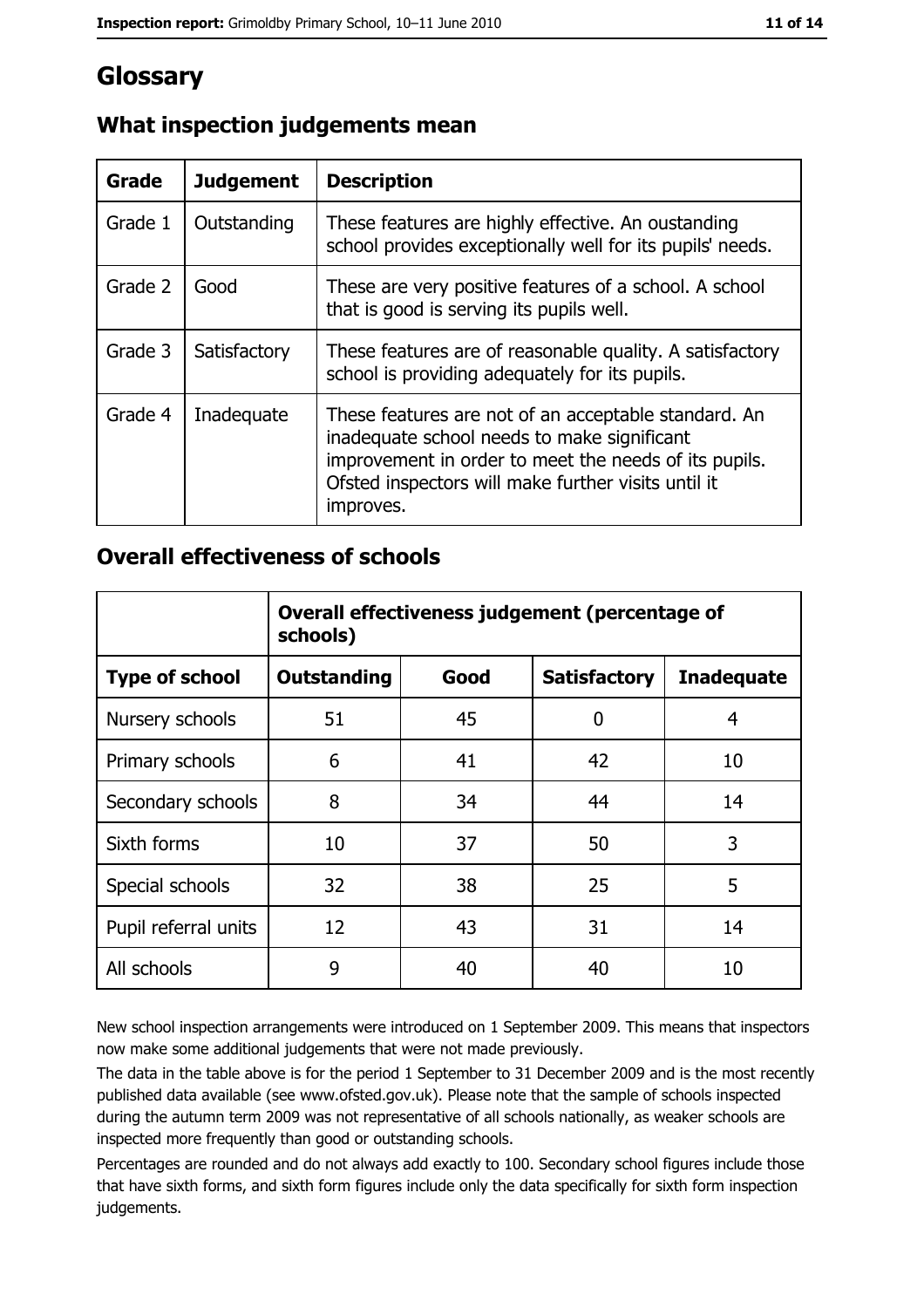# Glossary

## What inspection judgements mean

| Grade | Judgement | Description |
|---|---|---|
| Grade 1 | Outstanding | These features are highly effective. An oustanding school provides exceptionally well for its pupils' needs. |
| Grade 2 | Good | These are very positive features of a school. A school that is good is serving its pupils well. |
| Grade 3 | Satisfactory | These features are of reasonable quality. A satisfactory school is providing adequately for its pupils. |
| Grade 4 | Inadequate | These features are not of an acceptable standard. An inadequate school needs to make significant improvement in order to meet the needs of its pupils. Ofsted inspectors will make further visits until it improves. |

## Overall effectiveness of schools

| | **Overall effectiveness judgement (percentage of schools)** | | | |
|---|---|---|---|---|
| **Type of school** | **Outstanding** | **Good** | **Satisfactory** | **Inadequate** |
| Nursery schools | 51 | 45 | 0 | 4 |
| Primary schools | 6 | 41 | 42 | 10 |
| Secondary schools | 8 | 34 | 44 | 14 |
| Sixth forms | 10 | 37 | 50 | 3 |
| Special schools | 32 | 38 | 25 | 5 |
| Pupil referral units | 12 | 43 | 31 | 14 |
| All schools | 9 | 40 | 40 | 10 |

New school inspection arrangements were introduced on 1 September 2009. This means that inspectors now make some additional judgements that were not made previously.

The data in the table above is for the period 1 September to 31 December 2009 and is the most recently published data available (see www.ofsted.gov.uk). Please note that the sample of schools inspected during the autumn term 2009 was not representative of all schools nationally, as weaker schools are inspected more frequently than good or outstanding schools.

Percentages are rounded and do not always add exactly to 100. Secondary school figures include those that have sixth forms, and sixth form figures include only the data specifically for sixth form inspection judgements.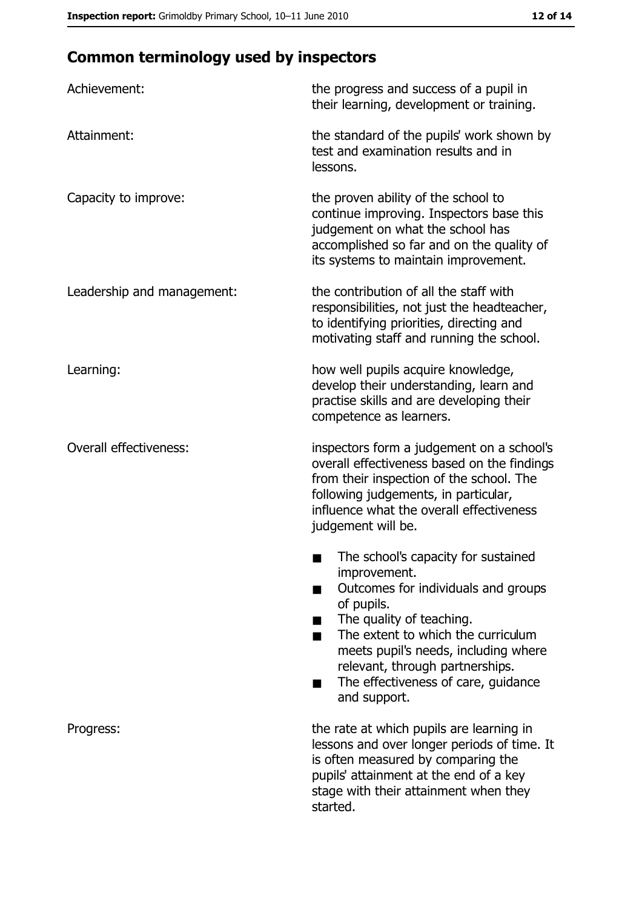## Common terminology used by inspectors

| | |
|---|---|
| Achievement: | the progress and success of a pupil in their learning, development or training. |
| Attainment: | the standard of the pupils' work shown by test and examination results and in lessons. |
| Capacity to improve: | the proven ability of the school to continue improving. Inspectors base this judgement on what the school has accomplished so far and on the quality of its systems to maintain improvement. |
| Leadership and management: | the contribution of all the staff with responsibilities, not just the headteacher, to identifying priorities, directing and motivating staff and running the school. |
| Learning: | how well pupils acquire knowledge, develop their understanding, learn and practise skills and are developing their competence as learners. |
| Overall effectiveness: | inspectors form a judgement on a school's overall effectiveness based on the findings from their inspection of the school. The following judgements, in particular, influence what the overall effectiveness judgement will be.<br><br>■ The school's capacity for sustained improvement.<br>■ Outcomes for individuals and groups of pupils.<br>■ The quality of teaching.<br>■ The extent to which the curriculum meets pupil's needs, including where relevant, through partnerships.<br>■ The effectiveness of care, guidance and support. |
| Progress: | the rate at which pupils are learning in lessons and over longer periods of time. It is often measured by comparing the pupils' attainment at the end of a key stage with their attainment when they started. |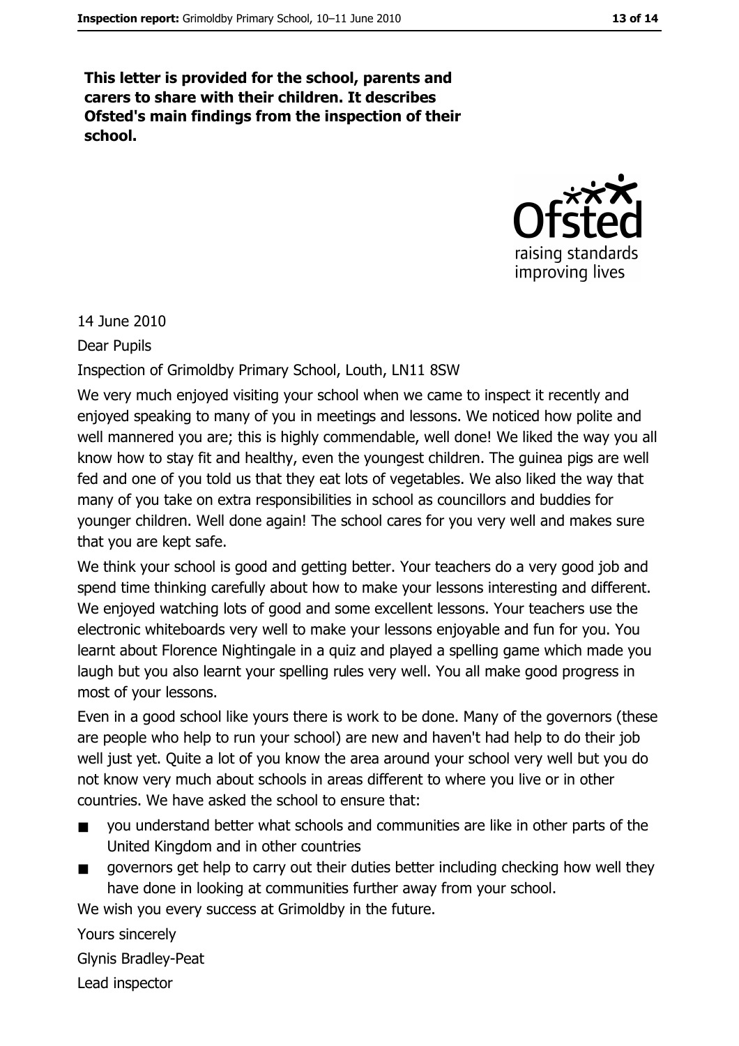**This letter is provided for the school, parents and carers to share with their children. It describes Ofsted's main findings from the inspection of their school.**

14 June 2010

Dear Pupils

Inspection of Grimoldby Primary School, Louth, LN11 8SW

We very much enjoyed visiting your school when we came to inspect it recently and enjoyed speaking to many of you in meetings and lessons. We noticed how polite and well mannered you are; this is highly commendable, well done! We liked the way you all know how to stay fit and healthy, even the youngest children. The guinea pigs are well fed and one of you told us that they eat lots of vegetables. We also liked the way that many of you take on extra responsibilities in school as councillors and buddies for younger children. Well done again! The school cares for you very well and makes sure that you are kept safe.

We think your school is good and getting better. Your teachers do a very good job and spend time thinking carefully about how to make your lessons interesting and different. We enjoyed watching lots of good and some excellent lessons. Your teachers use the electronic whiteboards very well to make your lessons enjoyable and fun for you. You learnt about Florence Nightingale in a quiz and played a spelling game which made you laugh but you also learnt your spelling rules very well. You all make good progress in most of your lessons.

Even in a good school like yours there is work to be done. Many of the governors (these are people who help to run your school) are new and haven't had help to do their job well just yet. Quite a lot of you know the area around your school very well but you do not know very much about schools in areas different to where you live or in other countries. We have asked the school to ensure that:

- you understand better what schools and communities are like in other parts of the United Kingdom and in other countries
- governors get help to carry out their duties better including checking how well they have done in looking at communities further away from your school.

We wish you every success at Grimoldby in the future.

Yours sincerely

Glynis Bradley-Peat

Lead inspector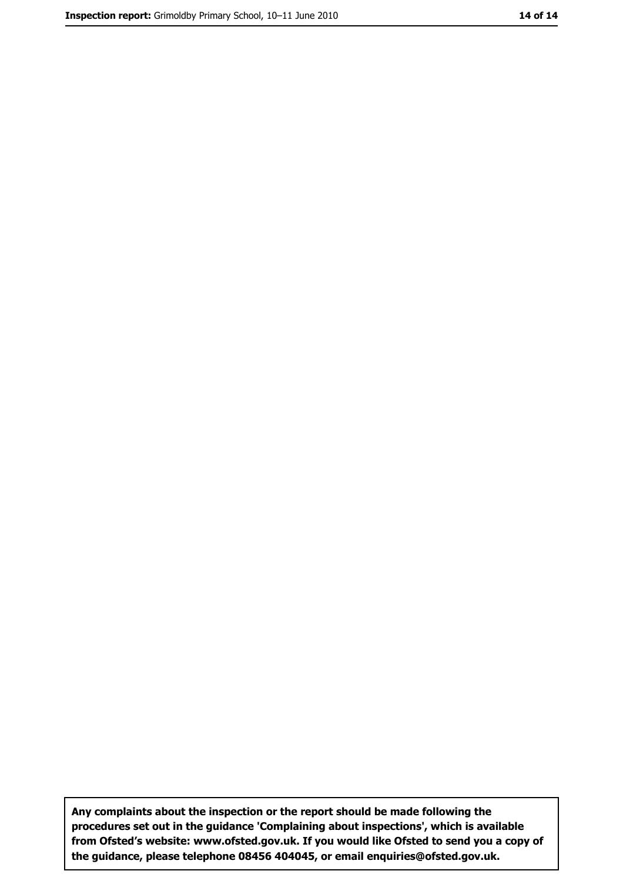**Any complaints about the inspection or the report should be made following the procedures set out in the guidance 'Complaining about inspections', which is available from Ofsted's website: www.ofsted.gov.uk. If you would like Ofsted to send you a copy of the guidance, please telephone 08456 404045, or email enquiries@ofsted.gov.uk.**